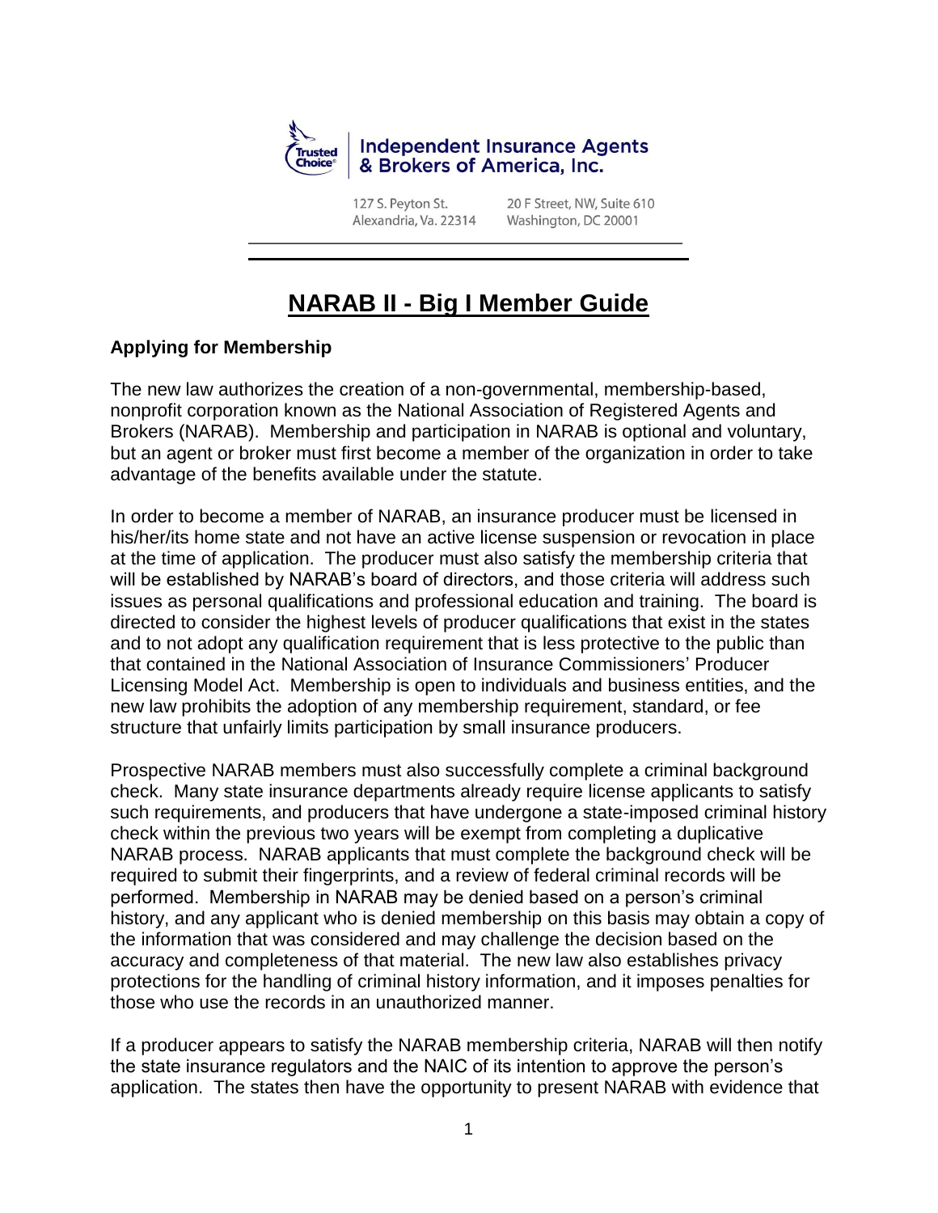Independent Insurance Agents & Brokers of America, Inc.

127 S. Peyton St.
Alexandria, Va. 22314

20 F Street, NW, Suite 610
Washington, DC 20001

# NARAB II - Big I Member Guide

**Applying for Membership**

The new law authorizes the creation of a non-governmental, membership-based, nonprofit corporation known as the National Association of Registered Agents and Brokers (NARAB). Membership and participation in NARAB is optional and voluntary, but an agent or broker must first become a member of the organization in order to take advantage of the benefits available under the statute.

In order to become a member of NARAB, an insurance producer must be licensed in his/her/its home state and not have an active license suspension or revocation in place at the time of application. The producer must also satisfy the membership criteria that will be established by NARAB's board of directors, and those criteria will address such issues as personal qualifications and professional education and training. The board is directed to consider the highest levels of producer qualifications that exist in the states and to not adopt any qualification requirement that is less protective to the public than that contained in the National Association of Insurance Commissioners' Producer Licensing Model Act. Membership is open to individuals and business entities, and the new law prohibits the adoption of any membership requirement, standard, or fee structure that unfairly limits participation by small insurance producers.

Prospective NARAB members must also successfully complete a criminal background check. Many state insurance departments already require license applicants to satisfy such requirements, and producers that have undergone a state-imposed criminal history check within the previous two years will be exempt from completing a duplicative NARAB process. NARAB applicants that must complete the background check will be required to submit their fingerprints, and a review of federal criminal records will be performed. Membership in NARAB may be denied based on a person's criminal history, and any applicant who is denied membership on this basis may obtain a copy of the information that was considered and may challenge the decision based on the accuracy and completeness of that material. The new law also establishes privacy protections for the handling of criminal history information, and it imposes penalties for those who use the records in an unauthorized manner.

If a producer appears to satisfy the NARAB membership criteria, NARAB will then notify the state insurance regulators and the NAIC of its intention to approve the person's application. The states then have the opportunity to present NARAB with evidence that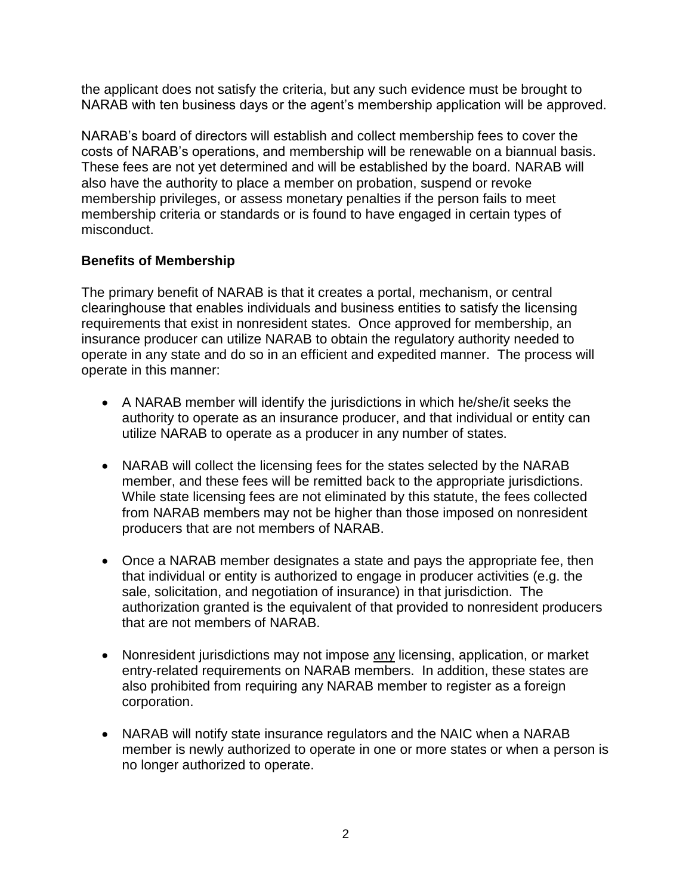the applicant does not satisfy the criteria, but any such evidence must be brought to NARAB with ten business days or the agent's membership application will be approved.

NARAB's board of directors will establish and collect membership fees to cover the costs of NARAB's operations, and membership will be renewable on a biannual basis. These fees are not yet determined and will be established by the board. NARAB will also have the authority to place a member on probation, suspend or revoke membership privileges, or assess monetary penalties if the person fails to meet membership criteria or standards or is found to have engaged in certain types of misconduct.

**Benefits of Membership**

The primary benefit of NARAB is that it creates a portal, mechanism, or central clearinghouse that enables individuals and business entities to satisfy the licensing requirements that exist in nonresident states. Once approved for membership, an insurance producer can utilize NARAB to obtain the regulatory authority needed to operate in any state and do so in an efficient and expedited manner. The process will operate in this manner:

- A NARAB member will identify the jurisdictions in which he/she/it seeks the authority to operate as an insurance producer, and that individual or entity can utilize NARAB to operate as a producer in any number of states.

- NARAB will collect the licensing fees for the states selected by the NARAB member, and these fees will be remitted back to the appropriate jurisdictions. While state licensing fees are not eliminated by this statute, the fees collected from NARAB members may not be higher than those imposed on nonresident producers that are not members of NARAB.

- Once a NARAB member designates a state and pays the appropriate fee, then that individual or entity is authorized to engage in producer activities (e.g. the sale, solicitation, and negotiation of insurance) in that jurisdiction. The authorization granted is the equivalent of that provided to nonresident producers that are not members of NARAB.

- Nonresident jurisdictions may not impose <u>any</u> licensing, application, or market entry-related requirements on NARAB members. In addition, these states are also prohibited from requiring any NARAB member to register as a foreign corporation.

- NARAB will notify state insurance regulators and the NAIC when a NARAB member is newly authorized to operate in one or more states or when a person is no longer authorized to operate.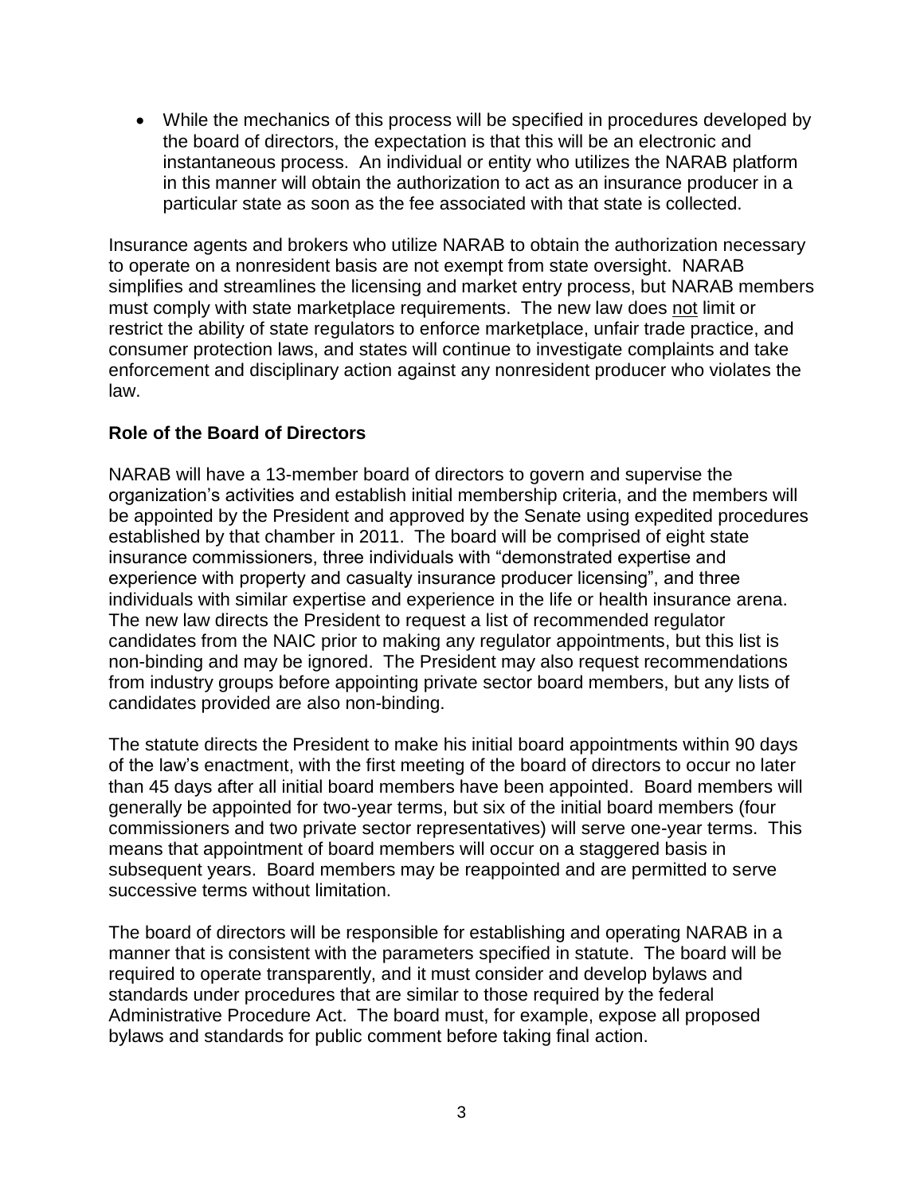- While the mechanics of this process will be specified in procedures developed by the board of directors, the expectation is that this will be an electronic and instantaneous process. An individual or entity who utilizes the NARAB platform in this manner will obtain the authorization to act as an insurance producer in a particular state as soon as the fee associated with that state is collected.

Insurance agents and brokers who utilize NARAB to obtain the authorization necessary to operate on a nonresident basis are not exempt from state oversight. NARAB simplifies and streamlines the licensing and market entry process, but NARAB members must comply with state marketplace requirements. The new law does not limit or restrict the ability of state regulators to enforce marketplace, unfair trade practice, and consumer protection laws, and states will continue to investigate complaints and take enforcement and disciplinary action against any nonresident producer who violates the law.

**Role of the Board of Directors**

NARAB will have a 13-member board of directors to govern and supervise the organization's activities and establish initial membership criteria, and the members will be appointed by the President and approved by the Senate using expedited procedures established by that chamber in 2011. The board will be comprised of eight state insurance commissioners, three individuals with "demonstrated expertise and experience with property and casualty insurance producer licensing", and three individuals with similar expertise and experience in the life or health insurance arena. The new law directs the President to request a list of recommended regulator candidates from the NAIC prior to making any regulator appointments, but this list is non-binding and may be ignored. The President may also request recommendations from industry groups before appointing private sector board members, but any lists of candidates provided are also non-binding.

The statute directs the President to make his initial board appointments within 90 days of the law's enactment, with the first meeting of the board of directors to occur no later than 45 days after all initial board members have been appointed. Board members will generally be appointed for two-year terms, but six of the initial board members (four commissioners and two private sector representatives) will serve one-year terms. This means that appointment of board members will occur on a staggered basis in subsequent years. Board members may be reappointed and are permitted to serve successive terms without limitation.

The board of directors will be responsible for establishing and operating NARAB in a manner that is consistent with the parameters specified in statute. The board will be required to operate transparently, and it must consider and develop bylaws and standards under procedures that are similar to those required by the federal Administrative Procedure Act. The board must, for example, expose all proposed bylaws and standards for public comment before taking final action.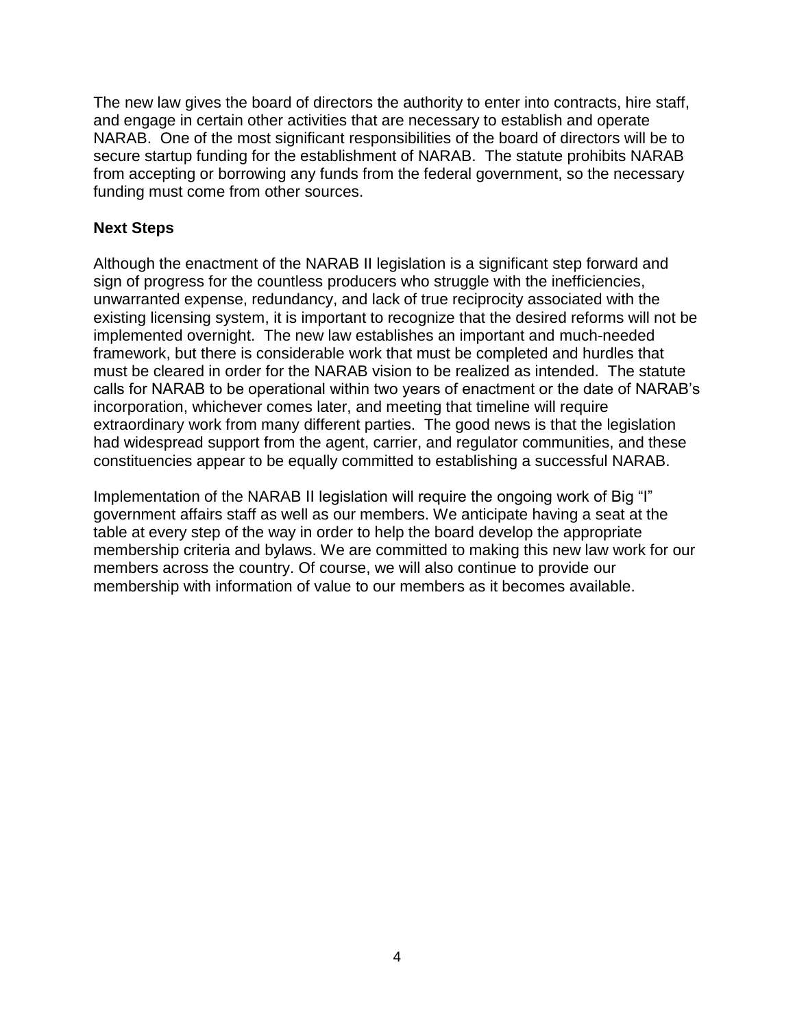The new law gives the board of directors the authority to enter into contracts, hire staff, and engage in certain other activities that are necessary to establish and operate NARAB. One of the most significant responsibilities of the board of directors will be to secure startup funding for the establishment of NARAB. The statute prohibits NARAB from accepting or borrowing any funds from the federal government, so the necessary funding must come from other sources.

**Next Steps**

Although the enactment of the NARAB II legislation is a significant step forward and sign of progress for the countless producers who struggle with the inefficiencies, unwarranted expense, redundancy, and lack of true reciprocity associated with the existing licensing system, it is important to recognize that the desired reforms will not be implemented overnight. The new law establishes an important and much-needed framework, but there is considerable work that must be completed and hurdles that must be cleared in order for the NARAB vision to be realized as intended. The statute calls for NARAB to be operational within two years of enactment or the date of NARAB's incorporation, whichever comes later, and meeting that timeline will require extraordinary work from many different parties. The good news is that the legislation had widespread support from the agent, carrier, and regulator communities, and these constituencies appear to be equally committed to establishing a successful NARAB.

Implementation of the NARAB II legislation will require the ongoing work of Big "I" government affairs staff as well as our members. We anticipate having a seat at the table at every step of the way in order to help the board develop the appropriate membership criteria and bylaws. We are committed to making this new law work for our members across the country. Of course, we will also continue to provide our membership with information of value to our members as it becomes available.